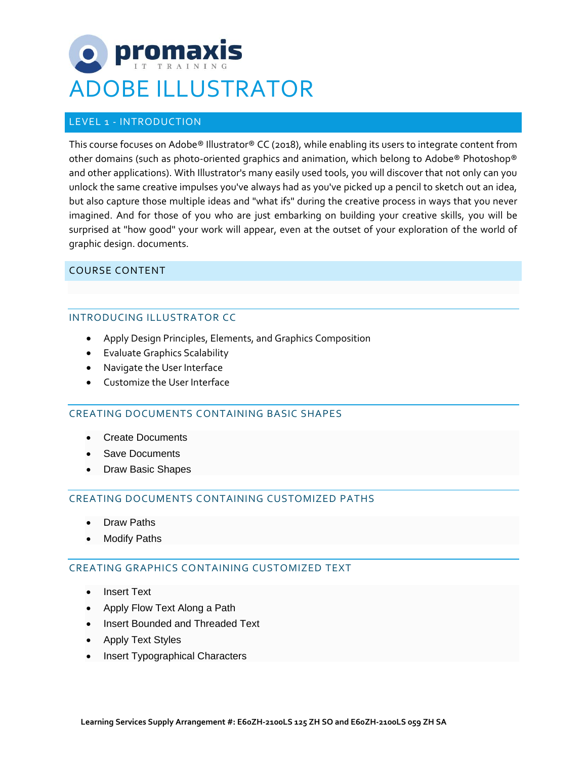promaxis
IT TRAINING

# ADOBE ILLUSTRATOR

## LEVEL 1 - INTRODUCTION

This course focuses on Adobe® Illustrator® CC (2018), while enabling its users to integrate content from other domains (such as photo-oriented graphics and animation, which belong to Adobe® Photoshop® and other applications). With Illustrator's many easily used tools, you will discover that not only can you unlock the same creative impulses you've always had as you've picked up a pencil to sketch out an idea, but also capture those multiple ideas and "what ifs" during the creative process in ways that you never imagined. And for those of you who are just embarking on building your creative skills, you will be surprised at "how good" your work will appear, even at the outset of your exploration of the world of graphic design. documents.

## COURSE CONTENT

### INTRODUCING ILLUSTRATOR CC

- Apply Design Principles, Elements, and Graphics Composition
- Evaluate Graphics Scalability
- Navigate the User Interface
- Customize the User Interface

### CREATING DOCUMENTS CONTAINING BASIC SHAPES

- Create Documents
- Save Documents
- Draw Basic Shapes

### CREATING DOCUMENTS CONTAINING CUSTOMIZED PATHS

- Draw Paths
- Modify Paths

### CREATING GRAPHICS CONTAINING CUSTOMIZED TEXT

- Insert Text
- Apply Flow Text Along a Path
- Insert Bounded and Threaded Text
- Apply Text Styles
- Insert Typographical Characters

**Learning Services Supply Arrangement #: E60ZH-2100LS 125 ZH SO and E60ZH-2100LS 059 ZH SA**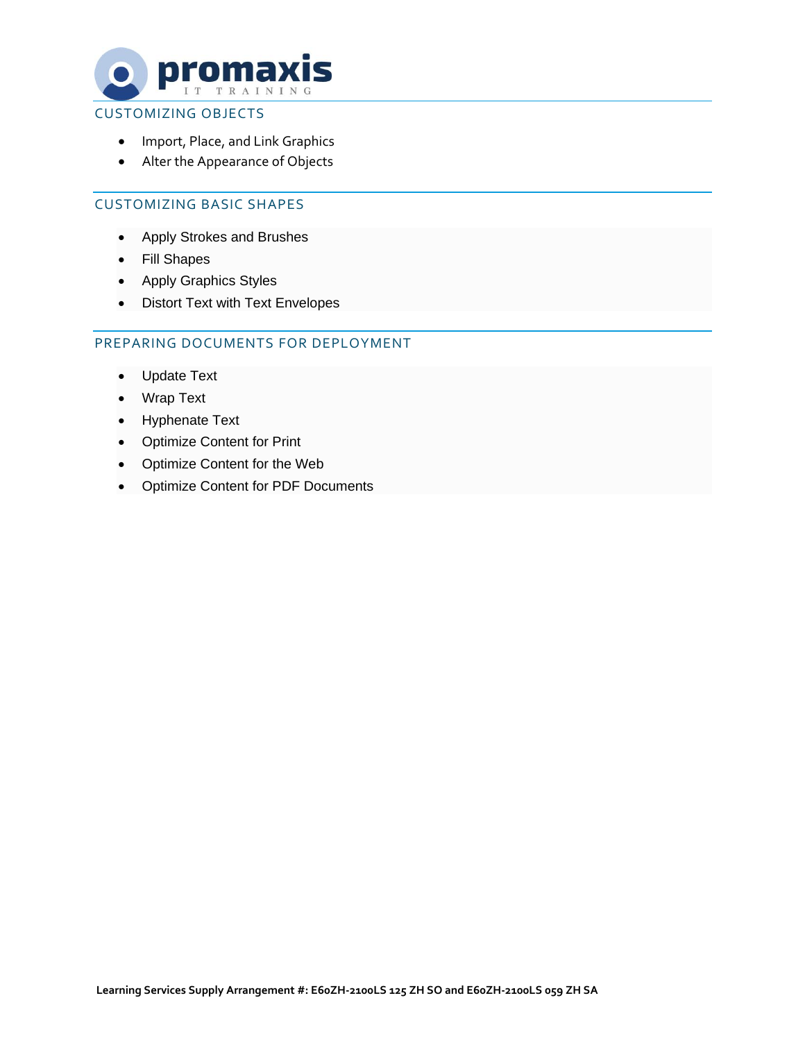## CUSTOMIZING OBJECTS

- Import, Place, and Link Graphics
- Alter the Appearance of Objects

## CUSTOMIZING BASIC SHAPES

- Apply Strokes and Brushes
- Fill Shapes
- Apply Graphics Styles
- Distort Text with Text Envelopes

## PREPARING DOCUMENTS FOR DEPLOYMENT

- Update Text
- Wrap Text
- Hyphenate Text
- Optimize Content for Print
- Optimize Content for the Web
- Optimize Content for PDF Documents